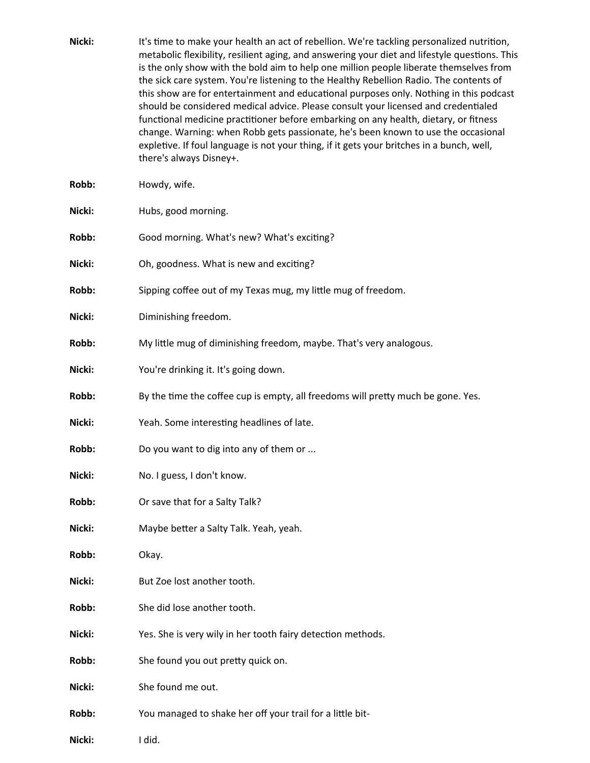**Nicki:** It's time to make your health an act of rebellion. We're tackling personalized nutrition, metabolic flexibility, resilient aging, and answering your diet and lifestyle questions. This is the only show with the bold aim to help one million people liberate themselves from the sick care system. You're listening to the Healthy Rebellion Radio. The contents of this show are for entertainment and educational purposes only. Nothing in this podcast should be considered medical advice. Please consult your licensed and credentialed functional medicine practitioner before embarking on any health, dietary, or fitness change. Warning: when Robb gets passionate, he's been known to use the occasional expletive. If foul language is not your thing, if it gets your britches in a bunch, well, there's always Disney+.

**Robb:** Howdy, wife.

**Nicki:** Hubs, good morning.

**Robb:** Good morning. What's new? What's exciting?

**Nicki:** Oh, goodness. What is new and exciting?

**Robb:** Sipping coffee out of my Texas mug, my little mug of freedom.

**Nicki:** Diminishing freedom.

**Robb:** My little mug of diminishing freedom, maybe. That's very analogous.

**Nicki:** You're drinking it. It's going down.

**Robb:** By the time the coffee cup is empty, all freedoms will pretty much be gone. Yes.

**Nicki:** Yeah. Some interesting headlines of late.

**Robb:** Do you want to dig into any of them or ...

**Nicki:** No. I guess, I don't know.

**Robb:** Or save that for a Salty Talk?

**Nicki:** Maybe better a Salty Talk. Yeah, yeah.

**Robb:** Okay.

**Nicki:** But Zoe lost another tooth.

**Robb:** She did lose another tooth.

**Nicki:** Yes. She is very wily in her tooth fairy detection methods.

**Robb:** She found you out pretty quick on.

**Nicki:** She found me out.

**Robb:** You managed to shake her off your trail for a little bit-

**Nicki:** I did.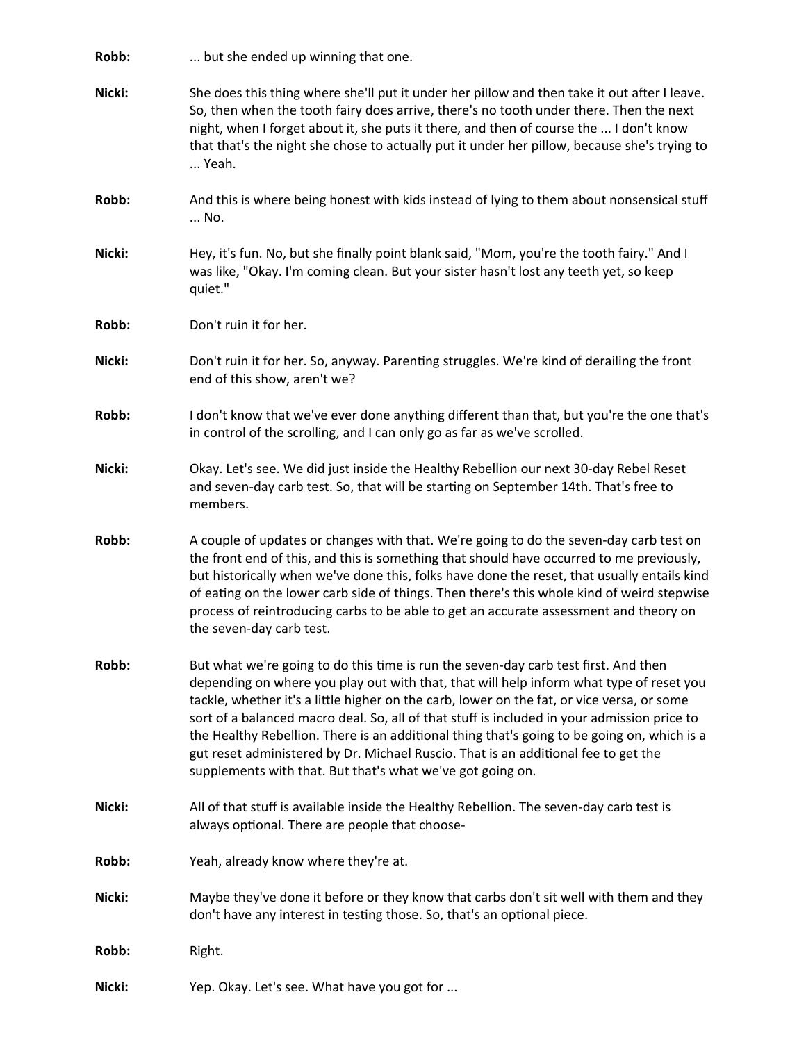**Robb:** ... but she ended up winning that one.

**Nicki:** She does this thing where she'll put it under her pillow and then take it out after I leave. So, then when the tooth fairy does arrive, there's no tooth under there. Then the next night, when I forget about it, she puts it there, and then of course the ... I don't know that that's the night she chose to actually put it under her pillow, because she's trying to ... Yeah.

**Robb:** And this is where being honest with kids instead of lying to them about nonsensical stuff ... No.

**Nicki:** Hey, it's fun. No, but she finally point blank said, "Mom, you're the tooth fairy." And I was like, "Okay. I'm coming clean. But your sister hasn't lost any teeth yet, so keep quiet."

**Robb:** Don't ruin it for her.

**Nicki:** Don't ruin it for her. So, anyway. Parenting struggles. We're kind of derailing the front end of this show, aren't we?

**Robb:** I don't know that we've ever done anything different than that, but you're the one that's in control of the scrolling, and I can only go as far as we've scrolled.

**Nicki:** Okay. Let's see. We did just inside the Healthy Rebellion our next 30-day Rebel Reset and seven-day carb test. So, that will be starting on September 14th. That's free to members.

**Robb:** A couple of updates or changes with that. We're going to do the seven-day carb test on the front end of this, and this is something that should have occurred to me previously, but historically when we've done this, folks have done the reset, that usually entails kind of eating on the lower carb side of things. Then there's this whole kind of weird stepwise process of reintroducing carbs to be able to get an accurate assessment and theory on the seven-day carb test.

**Robb:** But what we're going to do this time is run the seven-day carb test first. And then depending on where you play out with that, that will help inform what type of reset you tackle, whether it's a little higher on the carb, lower on the fat, or vice versa, or some sort of a balanced macro deal. So, all of that stuff is included in your admission price to the Healthy Rebellion. There is an additional thing that's going to be going on, which is a gut reset administered by Dr. Michael Ruscio. That is an additional fee to get the supplements with that. But that's what we've got going on.

**Nicki:** All of that stuff is available inside the Healthy Rebellion. The seven-day carb test is always optional. There are people that choose-

**Robb:** Yeah, already know where they're at.

**Nicki:** Maybe they've done it before or they know that carbs don't sit well with them and they don't have any interest in testing those. So, that's an optional piece.

**Robb:** Right.

**Nicki:** Yep. Okay. Let's see. What have you got for ...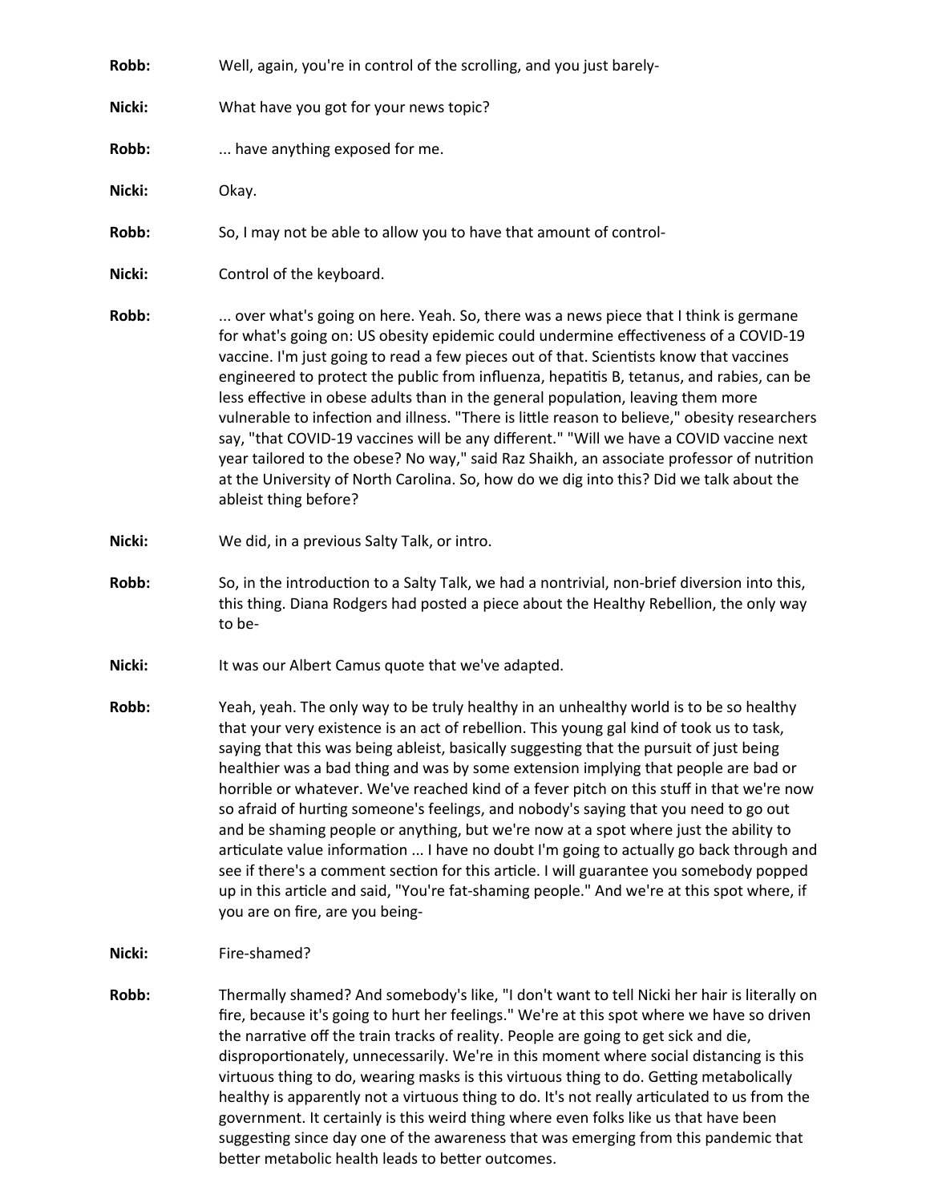**Robb:** Well, again, you're in control of the scrolling, and you just barely-

**Nicki:** What have you got for your news topic?

**Robb:** ... have anything exposed for me.

**Nicki:** Okay.

**Robb:** So, I may not be able to allow you to have that amount of control-

**Nicki:** Control of the keyboard.

**Robb:** ... over what's going on here. Yeah. So, there was a news piece that I think is germane for what's going on: US obesity epidemic could undermine effectiveness of a COVID-19 vaccine. I'm just going to read a few pieces out of that. Scientists know that vaccines engineered to protect the public from influenza, hepatitis B, tetanus, and rabies, can be less effective in obese adults than in the general population, leaving them more vulnerable to infection and illness. "There is little reason to believe," obesity researchers say, "that COVID-19 vaccines will be any different." "Will we have a COVID vaccine next year tailored to the obese? No way," said Raz Shaikh, an associate professor of nutrition at the University of North Carolina. So, how do we dig into this? Did we talk about the ableist thing before?

**Nicki:** We did, in a previous Salty Talk, or intro.

**Robb:** So, in the introduction to a Salty Talk, we had a nontrivial, non-brief diversion into this, this thing. Diana Rodgers had posted a piece about the Healthy Rebellion, the only way to be-

**Nicki:** It was our Albert Camus quote that we've adapted.

**Robb:** Yeah, yeah. The only way to be truly healthy in an unhealthy world is to be so healthy that your very existence is an act of rebellion. This young gal kind of took us to task, saying that this was being ableist, basically suggesting that the pursuit of just being healthier was a bad thing and was by some extension implying that people are bad or horrible or whatever. We've reached kind of a fever pitch on this stuff in that we're now so afraid of hurting someone's feelings, and nobody's saying that you need to go out and be shaming people or anything, but we're now at a spot where just the ability to articulate value information ... I have no doubt I'm going to actually go back through and see if there's a comment section for this article. I will guarantee you somebody popped up in this article and said, "You're fat-shaming people." And we're at this spot where, if you are on fire, are you being-

**Nicki:** Fire-shamed?

**Robb:** Thermally shamed? And somebody's like, "I don't want to tell Nicki her hair is literally on fire, because it's going to hurt her feelings." We're at this spot where we have so driven the narrative off the train tracks of reality. People are going to get sick and die, disproportionately, unnecessarily. We're in this moment where social distancing is this virtuous thing to do, wearing masks is this virtuous thing to do. Getting metabolically healthy is apparently not a virtuous thing to do. It's not really articulated to us from the government. It certainly is this weird thing where even folks like us that have been suggesting since day one of the awareness that was emerging from this pandemic that better metabolic health leads to better outcomes.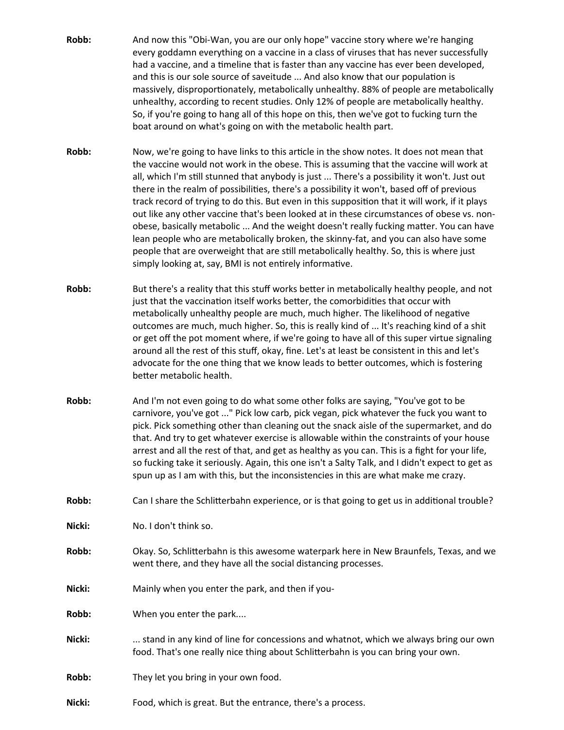**Robb:** And now this "Obi-Wan, you are our only hope" vaccine story where we're hanging every goddamn everything on a vaccine in a class of viruses that has never successfully had a vaccine, and a timeline that is faster than any vaccine has ever been developed, and this is our sole source of saveitude ... And also know that our population is massively, disproportionately, metabolically unhealthy. 88% of people are metabolically unhealthy, according to recent studies. Only 12% of people are metabolically healthy. So, if you're going to hang all of this hope on this, then we've got to fucking turn the boat around on what's going on with the metabolic health part.

**Robb:** Now, we're going to have links to this article in the show notes. It does not mean that the vaccine would not work in the obese. This is assuming that the vaccine will work at all, which I'm still stunned that anybody is just ... There's a possibility it won't. Just out there in the realm of possibilities, there's a possibility it won't, based off of previous track record of trying to do this. But even in this supposition that it will work, if it plays out like any other vaccine that's been looked at in these circumstances of obese vs. non-obese, basically metabolic ... And the weight doesn't really fucking matter. You can have lean people who are metabolically broken, the skinny-fat, and you can also have some people that are overweight that are still metabolically healthy. So, this is where just simply looking at, say, BMI is not entirely informative.

**Robb:** But there's a reality that this stuff works better in metabolically healthy people, and not just that the vaccination itself works better, the comorbidities that occur with metabolically unhealthy people are much, much higher. The likelihood of negative outcomes are much, much higher. So, this is really kind of ... It's reaching kind of a shit or get off the pot moment where, if we're going to have all of this super virtue signaling around all the rest of this stuff, okay, fine. Let's at least be consistent in this and let's advocate for the one thing that we know leads to better outcomes, which is fostering better metabolic health.

**Robb:** And I'm not even going to do what some other folks are saying, "You've got to be carnivore, you've got ..." Pick low carb, pick vegan, pick whatever the fuck you want to pick. Pick something other than cleaning out the snack aisle of the supermarket, and do that. And try to get whatever exercise is allowable within the constraints of your house arrest and all the rest of that, and get as healthy as you can. This is a fight for your life, so fucking take it seriously. Again, this one isn't a Salty Talk, and I didn't expect to get as spun up as I am with this, but the inconsistencies in this are what make me crazy.

**Robb:** Can I share the Schlitterbahn experience, or is that going to get us in additional trouble?

**Nicki:** No. I don't think so.

**Robb:** Okay. So, Schlitterbahn is this awesome waterpark here in New Braunfels, Texas, and we went there, and they have all the social distancing processes.

**Nicki:** Mainly when you enter the park, and then if you-

**Robb:** When you enter the park....

**Nicki:** ... stand in any kind of line for concessions and whatnot, which we always bring our own food. That's one really nice thing about Schlitterbahn is you can bring your own.

**Robb:** They let you bring in your own food.

**Nicki:** Food, which is great. But the entrance, there's a process.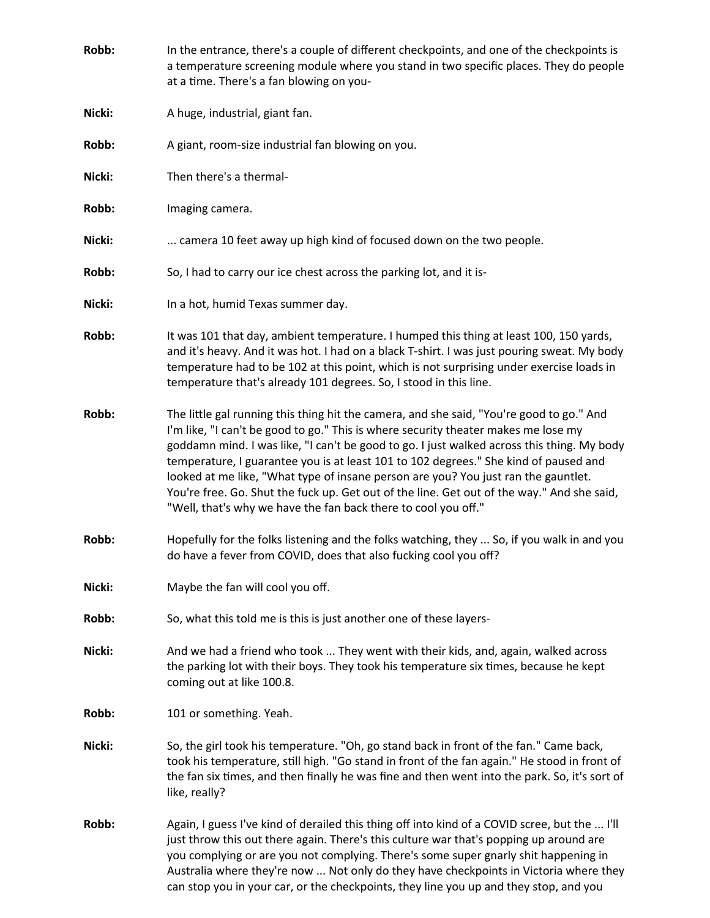**Robb:** In the entrance, there's a couple of different checkpoints, and one of the checkpoints is a temperature screening module where you stand in two specific places. They do people at a time. There's a fan blowing on you-

**Nicki:** A huge, industrial, giant fan.

**Robb:** A giant, room-size industrial fan blowing on you.

**Nicki:** Then there's a thermal-

**Robb:** Imaging camera.

**Nicki:** ... camera 10 feet away up high kind of focused down on the two people.

**Robb:** So, I had to carry our ice chest across the parking lot, and it is-

**Nicki:** In a hot, humid Texas summer day.

**Robb:** It was 101 that day, ambient temperature. I humped this thing at least 100, 150 yards, and it's heavy. And it was hot. I had on a black T-shirt. I was just pouring sweat. My body temperature had to be 102 at this point, which is not surprising under exercise loads in temperature that's already 101 degrees. So, I stood in this line.

**Robb:** The little gal running this thing hit the camera, and she said, "You're good to go." And I'm like, "I can't be good to go." This is where security theater makes me lose my goddamn mind. I was like, "I can't be good to go. I just walked across this thing. My body temperature, I guarantee you is at least 101 to 102 degrees." She kind of paused and looked at me like, "What type of insane person are you? You just ran the gauntlet. You're free. Go. Shut the fuck up. Get out of the line. Get out of the way." And she said, "Well, that's why we have the fan back there to cool you off."

**Robb:** Hopefully for the folks listening and the folks watching, they ... So, if you walk in and you do have a fever from COVID, does that also fucking cool you off?

**Nicki:** Maybe the fan will cool you off.

**Robb:** So, what this told me is this is just another one of these layers-

**Nicki:** And we had a friend who took ... They went with their kids, and, again, walked across the parking lot with their boys. They took his temperature six times, because he kept coming out at like 100.8.

**Robb:** 101 or something. Yeah.

**Nicki:** So, the girl took his temperature. "Oh, go stand back in front of the fan." Came back, took his temperature, still high. "Go stand in front of the fan again." He stood in front of the fan six times, and then finally he was fine and then went into the park. So, it's sort of like, really?

**Robb:** Again, I guess I've kind of derailed this thing off into kind of a COVID scree, but the ... I'll just throw this out there again. There's this culture war that's popping up around are you complying or are you not complying. There's some super gnarly shit happening in Australia where they're now ... Not only do they have checkpoints in Victoria where they can stop you in your car, or the checkpoints, they line you up and they stop, and you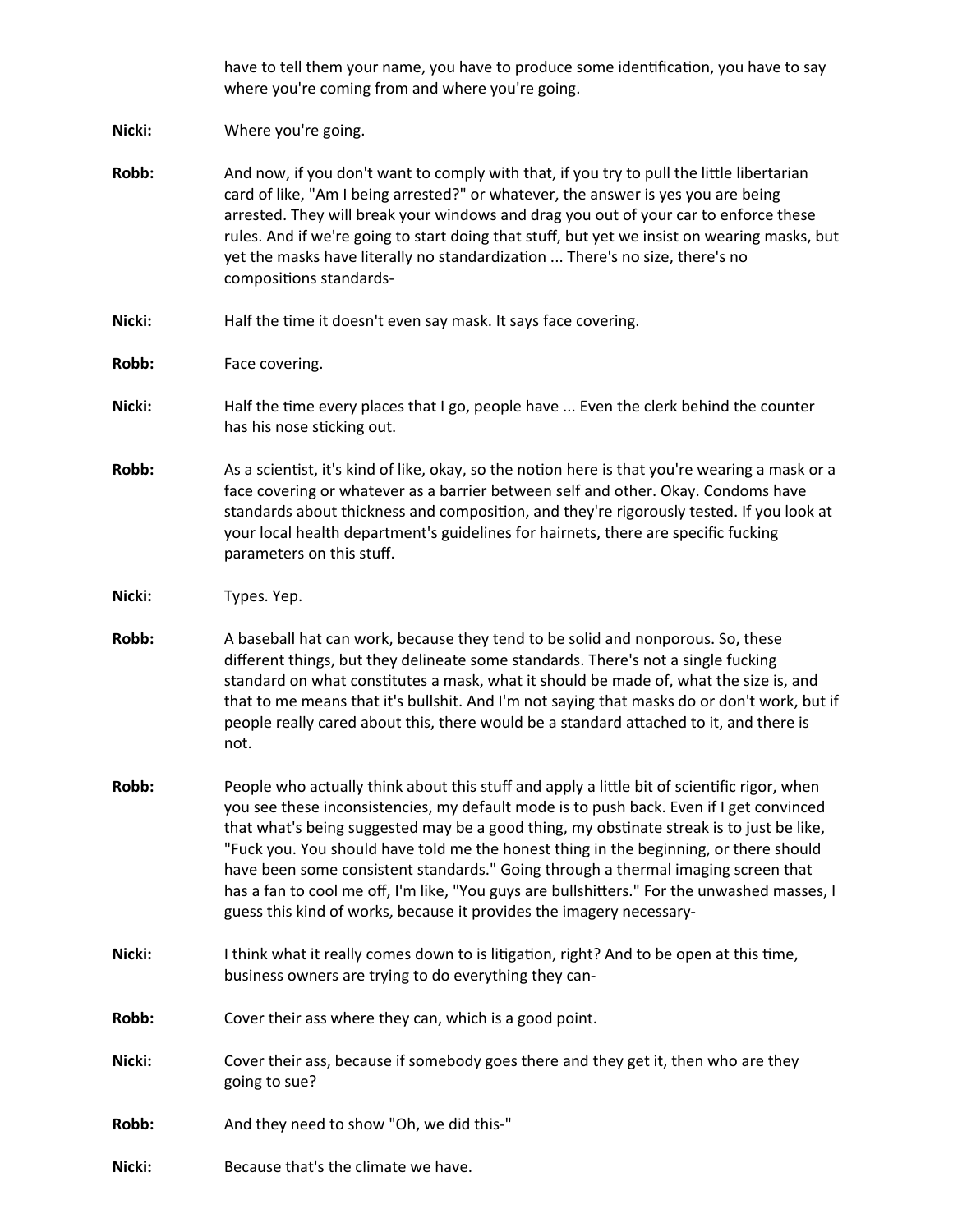have to tell them your name, you have to produce some identification, you have to say where you're coming from and where you're going.

**Nicki:** Where you're going.

**Robb:** And now, if you don't want to comply with that, if you try to pull the little libertarian card of like, "Am I being arrested?" or whatever, the answer is yes you are being arrested. They will break your windows and drag you out of your car to enforce these rules. And if we're going to start doing that stuff, but yet we insist on wearing masks, but yet the masks have literally no standardization ... There's no size, there's no compositions standards-

**Nicki:** Half the time it doesn't even say mask. It says face covering.

**Robb:** Face covering.

**Nicki:** Half the time every places that I go, people have ... Even the clerk behind the counter has his nose sticking out.

**Robb:** As a scientist, it's kind of like, okay, so the notion here is that you're wearing a mask or a face covering or whatever as a barrier between self and other. Okay. Condoms have standards about thickness and composition, and they're rigorously tested. If you look at your local health department's guidelines for hairnets, there are specific fucking parameters on this stuff.

**Nicki:** Types. Yep.

**Robb:** A baseball hat can work, because they tend to be solid and nonporous. So, these different things, but they delineate some standards. There's not a single fucking standard on what constitutes a mask, what it should be made of, what the size is, and that to me means that it's bullshit. And I'm not saying that masks do or don't work, but if people really cared about this, there would be a standard attached to it, and there is not.

**Robb:** People who actually think about this stuff and apply a little bit of scientific rigor, when you see these inconsistencies, my default mode is to push back. Even if I get convinced that what's being suggested may be a good thing, my obstinate streak is to just be like, "Fuck you. You should have told me the honest thing in the beginning, or there should have been some consistent standards." Going through a thermal imaging screen that has a fan to cool me off, I'm like, "You guys are bullshitters." For the unwashed masses, I guess this kind of works, because it provides the imagery necessary-

**Nicki:** I think what it really comes down to is litigation, right? And to be open at this time, business owners are trying to do everything they can-

**Robb:** Cover their ass where they can, which is a good point.

**Nicki:** Cover their ass, because if somebody goes there and they get it, then who are they going to sue?

**Robb:** And they need to show "Oh, we did this-"

**Nicki:** Because that's the climate we have.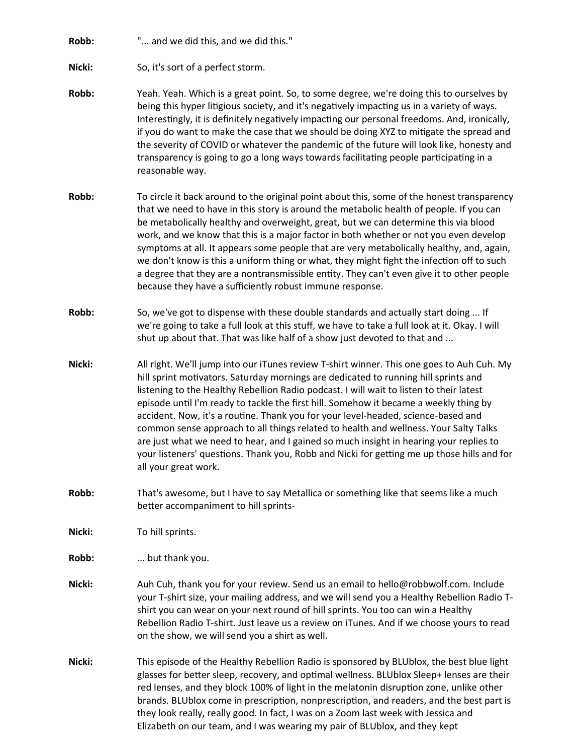**Robb:** "... and we did this, and we did this."

**Nicki:** So, it's sort of a perfect storm.

**Robb:** Yeah. Yeah. Which is a great point. So, to some degree, we're doing this to ourselves by being this hyper litigious society, and it's negatively impacting us in a variety of ways. Interestingly, it is definitely negatively impacting our personal freedoms. And, ironically, if you do want to make the case that we should be doing XYZ to mitigate the spread and the severity of COVID or whatever the pandemic of the future will look like, honesty and transparency is going to go a long ways towards facilitating people participating in a reasonable way.

**Robb:** To circle it back around to the original point about this, some of the honest transparency that we need to have in this story is around the metabolic health of people. If you can be metabolically healthy and overweight, great, but we can determine this via blood work, and we know that this is a major factor in both whether or not you even develop symptoms at all. It appears some people that are very metabolically healthy, and, again, we don't know is this a uniform thing or what, they might fight the infection off to such a degree that they are a nontransmissible entity. They can't even give it to other people because they have a sufficiently robust immune response.

**Robb:** So, we've got to dispense with these double standards and actually start doing ... If we're going to take a full look at this stuff, we have to take a full look at it. Okay. I will shut up about that. That was like half of a show just devoted to that and ...

**Nicki:** All right. We'll jump into our iTunes review T-shirt winner. This one goes to Auh Cuh. My hill sprint motivators. Saturday mornings are dedicated to running hill sprints and listening to the Healthy Rebellion Radio podcast. I will wait to listen to their latest episode until I'm ready to tackle the first hill. Somehow it became a weekly thing by accident. Now, it's a routine. Thank you for your level-headed, science-based and common sense approach to all things related to health and wellness. Your Salty Talks are just what we need to hear, and I gained so much insight in hearing your replies to your listeners' questions. Thank you, Robb and Nicki for getting me up those hills and for all your great work.

**Robb:** That's awesome, but I have to say Metallica or something like that seems like a much better accompaniment to hill sprints-

**Nicki:** To hill sprints.

**Robb:** ... but thank you.

**Nicki:** Auh Cuh, thank you for your review. Send us an email to hello@robbwolf.com. Include your T-shirt size, your mailing address, and we will send you a Healthy Rebellion Radio T-shirt you can wear on your next round of hill sprints. You too can win a Healthy Rebellion Radio T-shirt. Just leave us a review on iTunes. And if we choose yours to read on the show, we will send you a shirt as well.

**Nicki:** This episode of the Healthy Rebellion Radio is sponsored by BLUblox, the best blue light glasses for better sleep, recovery, and optimal wellness. BLUblox Sleep+ lenses are their red lenses, and they block 100% of light in the melatonin disruption zone, unlike other brands. BLUblox come in prescription, nonprescription, and readers, and the best part is they look really, really good. In fact, I was on a Zoom last week with Jessica and Elizabeth on our team, and I was wearing my pair of BLUblox, and they kept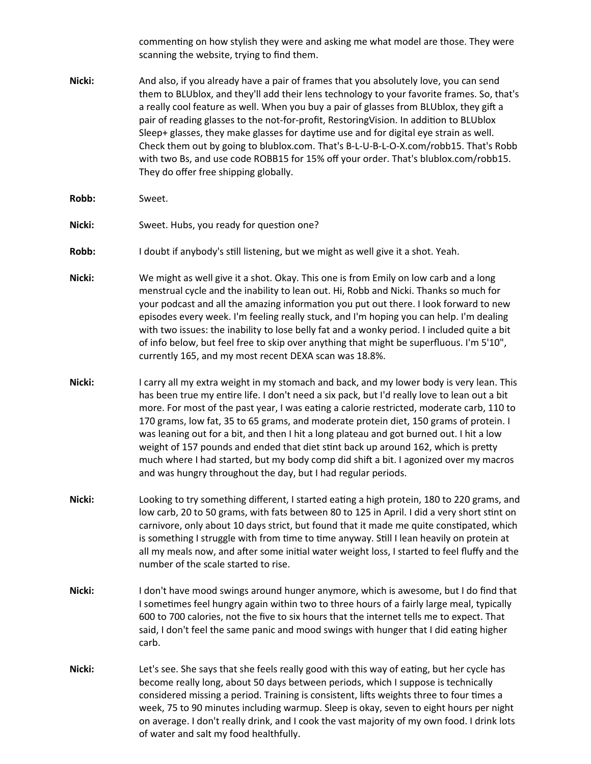commenting on how stylish they were and asking me what model are those. They were scanning the website, trying to find them.

**Nicki:** And also, if you already have a pair of frames that you absolutely love, you can send them to BLUblox, and they'll add their lens technology to your favorite frames. So, that's a really cool feature as well. When you buy a pair of glasses from BLUblox, they gift a pair of reading glasses to the not-for-profit, RestoringVision. In addition to BLUblox Sleep+ glasses, they make glasses for daytime use and for digital eye strain as well. Check them out by going to blublox.com. That's B-L-U-B-L-O-X.com/robb15. That's Robb with two Bs, and use code ROBB15 for 15% off your order. That's blublox.com/robb15. They do offer free shipping globally.

**Robb:** Sweet.

**Nicki:** Sweet. Hubs, you ready for question one?

**Robb:** I doubt if anybody's still listening, but we might as well give it a shot. Yeah.

**Nicki:** We might as well give it a shot. Okay. This one is from Emily on low carb and a long menstrual cycle and the inability to lean out. Hi, Robb and Nicki. Thanks so much for your podcast and all the amazing information you put out there. I look forward to new episodes every week. I'm feeling really stuck, and I'm hoping you can help. I'm dealing with two issues: the inability to lose belly fat and a wonky period. I included quite a bit of info below, but feel free to skip over anything that might be superfluous. I'm 5'10", currently 165, and my most recent DEXA scan was 18.8%.

**Nicki:** I carry all my extra weight in my stomach and back, and my lower body is very lean. This has been true my entire life. I don't need a six pack, but I'd really love to lean out a bit more. For most of the past year, I was eating a calorie restricted, moderate carb, 110 to 170 grams, low fat, 35 to 65 grams, and moderate protein diet, 150 grams of protein. I was leaning out for a bit, and then I hit a long plateau and got burned out. I hit a low weight of 157 pounds and ended that diet stint back up around 162, which is pretty much where I had started, but my body comp did shift a bit. I agonized over my macros and was hungry throughout the day, but I had regular periods.

**Nicki:** Looking to try something different, I started eating a high protein, 180 to 220 grams, and low carb, 20 to 50 grams, with fats between 80 to 125 in April. I did a very short stint on carnivore, only about 10 days strict, but found that it made me quite constipated, which is something I struggle with from time to time anyway. Still I lean heavily on protein at all my meals now, and after some initial water weight loss, I started to feel fluffy and the number of the scale started to rise.

**Nicki:** I don't have mood swings around hunger anymore, which is awesome, but I do find that I sometimes feel hungry again within two to three hours of a fairly large meal, typically 600 to 700 calories, not the five to six hours that the internet tells me to expect. That said, I don't feel the same panic and mood swings with hunger that I did eating higher carb.

**Nicki:** Let's see. She says that she feels really good with this way of eating, but her cycle has become really long, about 50 days between periods, which I suppose is technically considered missing a period. Training is consistent, lifts weights three to four times a week, 75 to 90 minutes including warmup. Sleep is okay, seven to eight hours per night on average. I don't really drink, and I cook the vast majority of my own food. I drink lots of water and salt my food healthfully.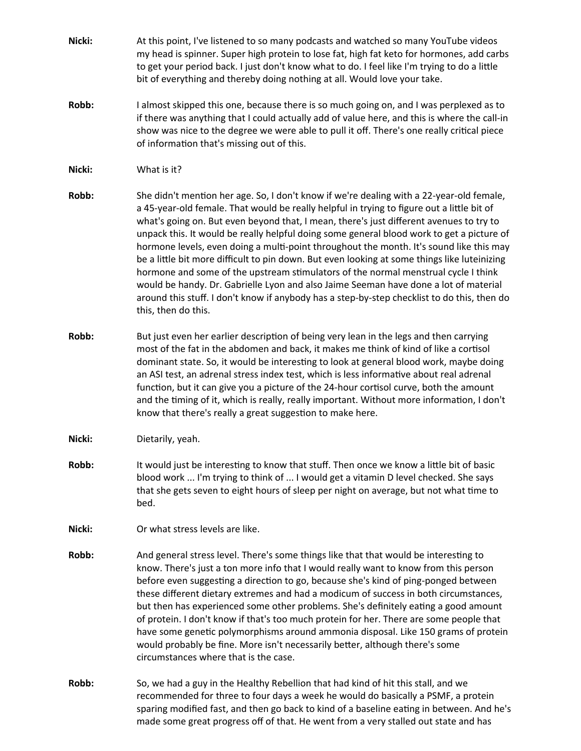**Nicki:** At this point, I've listened to so many podcasts and watched so many YouTube videos my head is spinner. Super high protein to lose fat, high fat keto for hormones, add carbs to get your period back. I just don't know what to do. I feel like I'm trying to do a little bit of everything and thereby doing nothing at all. Would love your take.

**Robb:** I almost skipped this one, because there is so much going on, and I was perplexed as to if there was anything that I could actually add of value here, and this is where the call-in show was nice to the degree we were able to pull it off. There's one really critical piece of information that's missing out of this.

**Nicki:** What is it?

**Robb:** She didn't mention her age. So, I don't know if we're dealing with a 22-year-old female, a 45-year-old female. That would be really helpful in trying to figure out a little bit of what's going on. But even beyond that, I mean, there's just different avenues to try to unpack this. It would be really helpful doing some general blood work to get a picture of hormone levels, even doing a multi-point throughout the month. It's sound like this may be a little bit more difficult to pin down. But even looking at some things like luteinizing hormone and some of the upstream stimulators of the normal menstrual cycle I think would be handy. Dr. Gabrielle Lyon and also Jaime Seeman have done a lot of material around this stuff. I don't know if anybody has a step-by-step checklist to do this, then do this, then do this.

**Robb:** But just even her earlier description of being very lean in the legs and then carrying most of the fat in the abdomen and back, it makes me think of kind of like a cortisol dominant state. So, it would be interesting to look at general blood work, maybe doing an ASI test, an adrenal stress index test, which is less informative about real adrenal function, but it can give you a picture of the 24-hour cortisol curve, both the amount and the timing of it, which is really, really important. Without more information, I don't know that there's really a great suggestion to make here.

**Nicki:** Dietarily, yeah.

**Robb:** It would just be interesting to know that stuff. Then once we know a little bit of basic blood work ... I'm trying to think of ... I would get a vitamin D level checked. She says that she gets seven to eight hours of sleep per night on average, but not what time to bed.

**Nicki:** Or what stress levels are like.

**Robb:** And general stress level. There's some things like that that would be interesting to know. There's just a ton more info that I would really want to know from this person before even suggesting a direction to go, because she's kind of ping-ponged between these different dietary extremes and had a modicum of success in both circumstances, but then has experienced some other problems. She's definitely eating a good amount of protein. I don't know if that's too much protein for her. There are some people that have some genetic polymorphisms around ammonia disposal. Like 150 grams of protein would probably be fine. More isn't necessarily better, although there's some circumstances where that is the case.

**Robb:** So, we had a guy in the Healthy Rebellion that had kind of hit this stall, and we recommended for three to four days a week he would do basically a PSMF, a protein sparing modified fast, and then go back to kind of a baseline eating in between. And he's made some great progress off of that. He went from a very stalled out state and has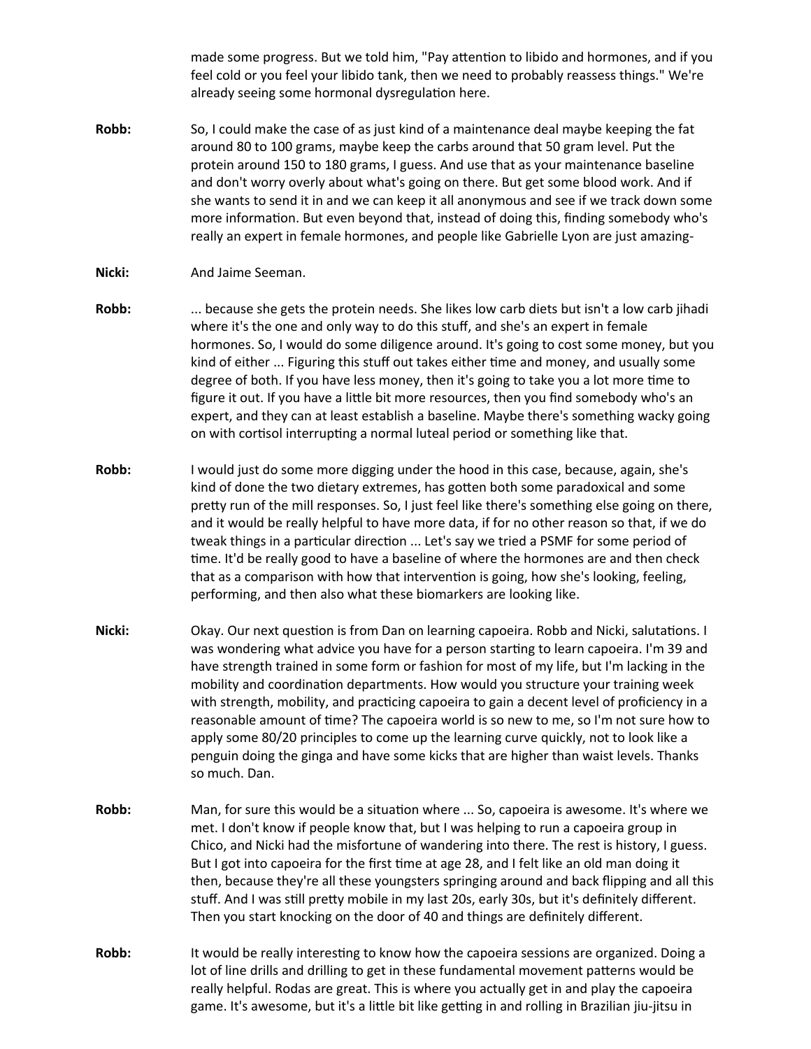made some progress. But we told him, "Pay attention to libido and hormones, and if you feel cold or you feel your libido tank, then we need to probably reassess things." We're already seeing some hormonal dysregulation here.

**Robb:** So, I could make the case of as just kind of a maintenance deal maybe keeping the fat around 80 to 100 grams, maybe keep the carbs around that 50 gram level. Put the protein around 150 to 180 grams, I guess. And use that as your maintenance baseline and don't worry overly about what's going on there. But get some blood work. And if she wants to send it in and we can keep it all anonymous and see if we track down some more information. But even beyond that, instead of doing this, finding somebody who's really an expert in female hormones, and people like Gabrielle Lyon are just amazing-

**Nicki:** And Jaime Seeman.

**Robb:** ... because she gets the protein needs. She likes low carb diets but isn't a low carb jihadi where it's the one and only way to do this stuff, and she's an expert in female hormones. So, I would do some diligence around. It's going to cost some money, but you kind of either ... Figuring this stuff out takes either time and money, and usually some degree of both. If you have less money, then it's going to take you a lot more time to figure it out. If you have a little bit more resources, then you find somebody who's an expert, and they can at least establish a baseline. Maybe there's something wacky going on with cortisol interrupting a normal luteal period or something like that.

**Robb:** I would just do some more digging under the hood in this case, because, again, she's kind of done the two dietary extremes, has gotten both some paradoxical and some pretty run of the mill responses. So, I just feel like there's something else going on there, and it would be really helpful to have more data, if for no other reason so that, if we do tweak things in a particular direction ... Let's say we tried a PSMF for some period of time. It'd be really good to have a baseline of where the hormones are and then check that as a comparison with how that intervention is going, how she's looking, feeling, performing, and then also what these biomarkers are looking like.

**Nicki:** Okay. Our next question is from Dan on learning capoeira. Robb and Nicki, salutations. I was wondering what advice you have for a person starting to learn capoeira. I'm 39 and have strength trained in some form or fashion for most of my life, but I'm lacking in the mobility and coordination departments. How would you structure your training week with strength, mobility, and practicing capoeira to gain a decent level of proficiency in a reasonable amount of time? The capoeira world is so new to me, so I'm not sure how to apply some 80/20 principles to come up the learning curve quickly, not to look like a penguin doing the ginga and have some kicks that are higher than waist levels. Thanks so much. Dan.

**Robb:** Man, for sure this would be a situation where ... So, capoeira is awesome. It's where we met. I don't know if people know that, but I was helping to run a capoeira group in Chico, and Nicki had the misfortune of wandering into there. The rest is history, I guess. But I got into capoeira for the first time at age 28, and I felt like an old man doing it then, because they're all these youngsters springing around and back flipping and all this stuff. And I was still pretty mobile in my last 20s, early 30s, but it's definitely different. Then you start knocking on the door of 40 and things are definitely different.

**Robb:** It would be really interesting to know how the capoeira sessions are organized. Doing a lot of line drills and drilling to get in these fundamental movement patterns would be really helpful. Rodas are great. This is where you actually get in and play the capoeira game. It's awesome, but it's a little bit like getting in and rolling in Brazilian jiu-jitsu in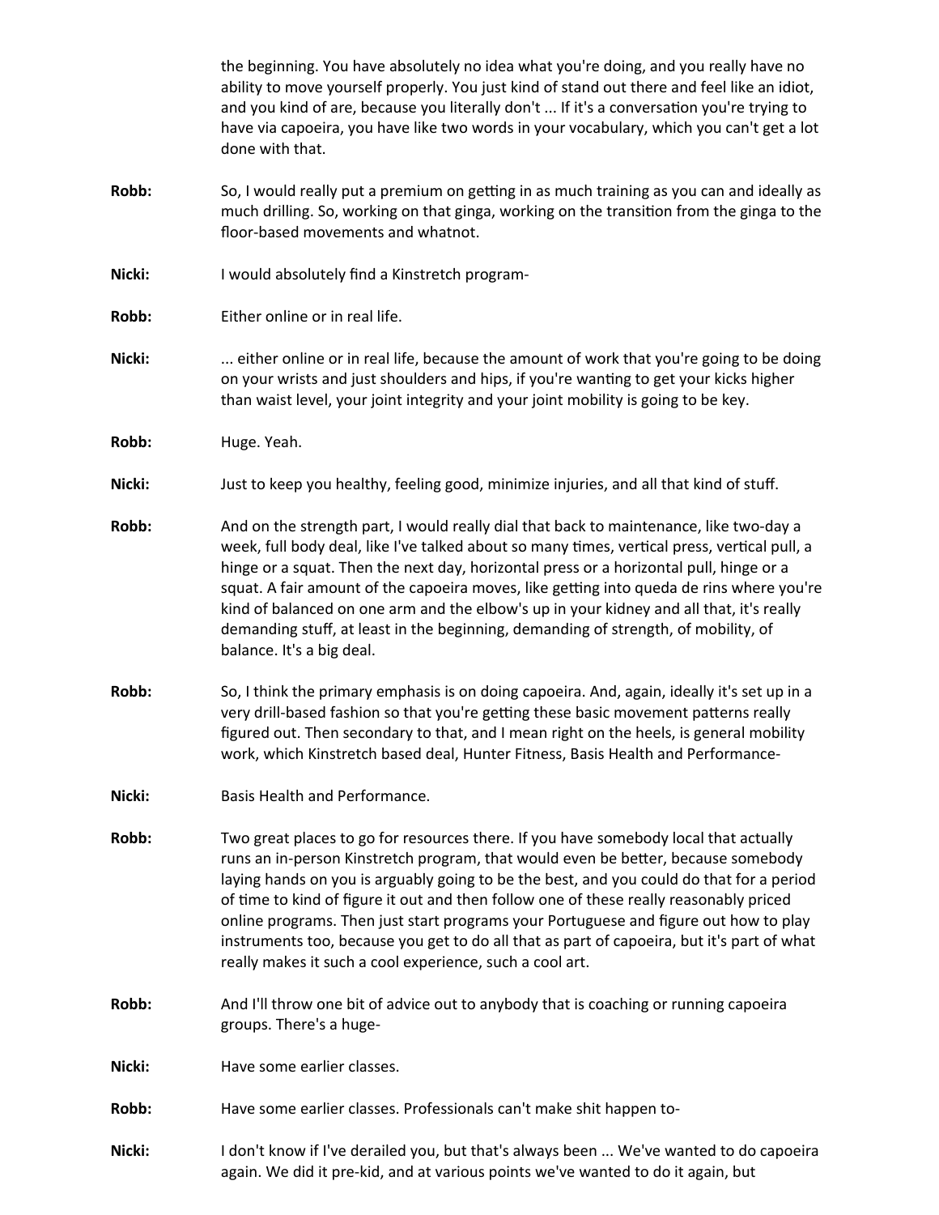the beginning. You have absolutely no idea what you're doing, and you really have no ability to move yourself properly. You just kind of stand out there and feel like an idiot, and you kind of are, because you literally don't ... If it's a conversation you're trying to have via capoeira, you have like two words in your vocabulary, which you can't get a lot done with that.

**Robb:** So, I would really put a premium on getting in as much training as you can and ideally as much drilling. So, working on that ginga, working on the transition from the ginga to the floor-based movements and whatnot.

**Nicki:** I would absolutely find a Kinstretch program-

**Robb:** Either online or in real life.

**Nicki:** ... either online or in real life, because the amount of work that you're going to be doing on your wrists and just shoulders and hips, if you're wanting to get your kicks higher than waist level, your joint integrity and your joint mobility is going to be key.

**Robb:** Huge. Yeah.

**Nicki:** Just to keep you healthy, feeling good, minimize injuries, and all that kind of stuff.

**Robb:** And on the strength part, I would really dial that back to maintenance, like two-day a week, full body deal, like I've talked about so many times, vertical press, vertical pull, a hinge or a squat. Then the next day, horizontal press or a horizontal pull, hinge or a squat. A fair amount of the capoeira moves, like getting into queda de rins where you're kind of balanced on one arm and the elbow's up in your kidney and all that, it's really demanding stuff, at least in the beginning, demanding of strength, of mobility, of balance. It's a big deal.

**Robb:** So, I think the primary emphasis is on doing capoeira. And, again, ideally it's set up in a very drill-based fashion so that you're getting these basic movement patterns really figured out. Then secondary to that, and I mean right on the heels, is general mobility work, which Kinstretch based deal, Hunter Fitness, Basis Health and Performance-

**Nicki:** Basis Health and Performance.

**Robb:** Two great places to go for resources there. If you have somebody local that actually runs an in-person Kinstretch program, that would even be better, because somebody laying hands on you is arguably going to be the best, and you could do that for a period of time to kind of figure it out and then follow one of these really reasonably priced online programs. Then just start programs your Portuguese and figure out how to play instruments too, because you get to do all that as part of capoeira, but it's part of what really makes it such a cool experience, such a cool art.

**Robb:** And I'll throw one bit of advice out to anybody that is coaching or running capoeira groups. There's a huge-

**Nicki:** Have some earlier classes.

**Robb:** Have some earlier classes. Professionals can't make shit happen to-

**Nicki:** I don't know if I've derailed you, but that's always been ... We've wanted to do capoeira again. We did it pre-kid, and at various points we've wanted to do it again, but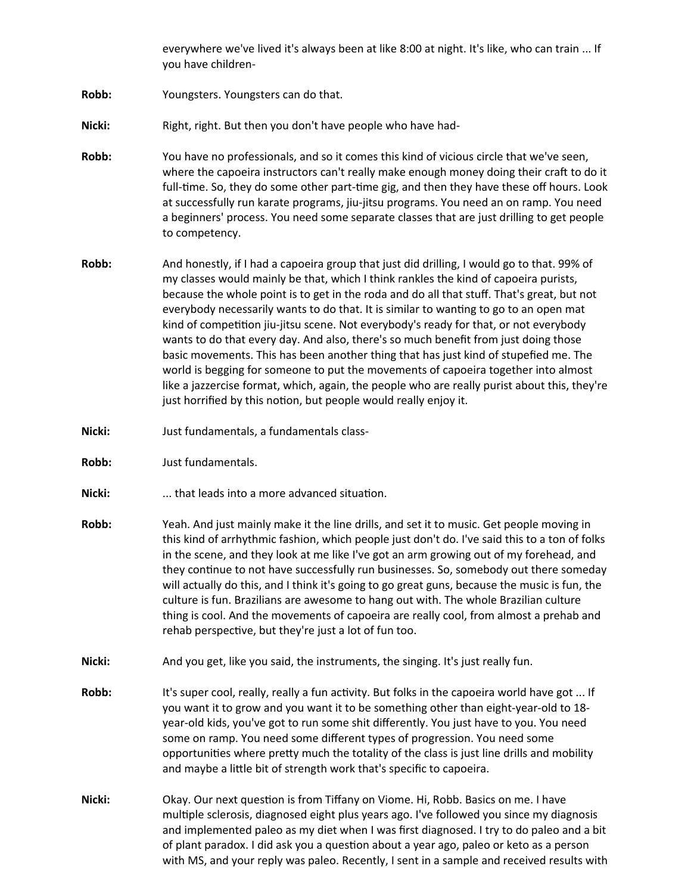everywhere we've lived it's always been at like 8:00 at night. It's like, who can train ... If you have children-

**Robb:** Youngsters. Youngsters can do that.

**Nicki:** Right, right. But then you don't have people who have had-

**Robb:** You have no professionals, and so it comes this kind of vicious circle that we've seen, where the capoeira instructors can't really make enough money doing their craft to do it full-time. So, they do some other part-time gig, and then they have these off hours. Look at successfully run karate programs, jiu-jitsu programs. You need an on ramp. You need a beginners' process. You need some separate classes that are just drilling to get people to competency.

**Robb:** And honestly, if I had a capoeira group that just did drilling, I would go to that. 99% of my classes would mainly be that, which I think rankles the kind of capoeira purists, because the whole point is to get in the roda and do all that stuff. That's great, but not everybody necessarily wants to do that. It is similar to wanting to go to an open mat kind of competition jiu-jitsu scene. Not everybody's ready for that, or not everybody wants to do that every day. And also, there's so much benefit from just doing those basic movements. This has been another thing that has just kind of stupefied me. The world is begging for someone to put the movements of capoeira together into almost like a jazzercise format, which, again, the people who are really purist about this, they're just horrified by this notion, but people would really enjoy it.

**Nicki:** Just fundamentals, a fundamentals class-

**Robb:** Just fundamentals.

**Nicki:** ... that leads into a more advanced situation.

**Robb:** Yeah. And just mainly make it the line drills, and set it to music. Get people moving in this kind of arrhythmic fashion, which people just don't do. I've said this to a ton of folks in the scene, and they look at me like I've got an arm growing out of my forehead, and they continue to not have successfully run businesses. So, somebody out there someday will actually do this, and I think it's going to go great guns, because the music is fun, the culture is fun. Brazilians are awesome to hang out with. The whole Brazilian culture thing is cool. And the movements of capoeira are really cool, from almost a prehab and rehab perspective, but they're just a lot of fun too.

**Nicki:** And you get, like you said, the instruments, the singing. It's just really fun.

**Robb:** It's super cool, really, really a fun activity. But folks in the capoeira world have got ... If you want it to grow and you want it to be something other than eight-year-old to 18-year-old kids, you've got to run some shit differently. You just have to you. You need some on ramp. You need some different types of progression. You need some opportunities where pretty much the totality of the class is just line drills and mobility and maybe a little bit of strength work that's specific to capoeira.

**Nicki:** Okay. Our next question is from Tiffany on Viome. Hi, Robb. Basics on me. I have multiple sclerosis, diagnosed eight plus years ago. I've followed you since my diagnosis and implemented paleo as my diet when I was first diagnosed. I try to do paleo and a bit of plant paradox. I did ask you a question about a year ago, paleo or keto as a person with MS, and your reply was paleo. Recently, I sent in a sample and received results with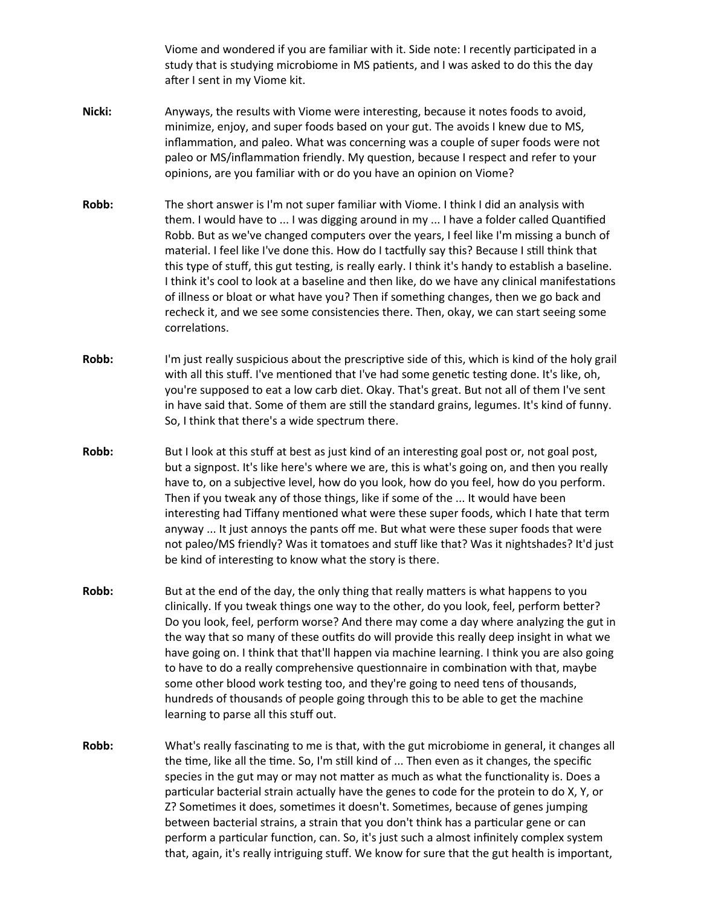Viome and wondered if you are familiar with it. Side note: I recently participated in a study that is studying microbiome in MS patients, and I was asked to do this the day after I sent in my Viome kit.

**Nicki:** Anyways, the results with Viome were interesting, because it notes foods to avoid, minimize, enjoy, and super foods based on your gut. The avoids I knew due to MS, inflammation, and paleo. What was concerning was a couple of super foods were not paleo or MS/inflammation friendly. My question, because I respect and refer to your opinions, are you familiar with or do you have an opinion on Viome?

**Robb:** The short answer is I'm not super familiar with Viome. I think I did an analysis with them. I would have to ... I was digging around in my ... I have a folder called Quantified Robb. But as we've changed computers over the years, I feel like I'm missing a bunch of material. I feel like I've done this. How do I tactfully say this? Because I still think that this type of stuff, this gut testing, is really early. I think it's handy to establish a baseline. I think it's cool to look at a baseline and then like, do we have any clinical manifestations of illness or bloat or what have you? Then if something changes, then we go back and recheck it, and we see some consistencies there. Then, okay, we can start seeing some correlations.

**Robb:** I'm just really suspicious about the prescriptive side of this, which is kind of the holy grail with all this stuff. I've mentioned that I've had some genetic testing done. It's like, oh, you're supposed to eat a low carb diet. Okay. That's great. But not all of them I've sent in have said that. Some of them are still the standard grains, legumes. It's kind of funny. So, I think that there's a wide spectrum there.

**Robb:** But I look at this stuff at best as just kind of an interesting goal post or, not goal post, but a signpost. It's like here's where we are, this is what's going on, and then you really have to, on a subjective level, how do you look, how do you feel, how do you perform. Then if you tweak any of those things, like if some of the ... It would have been interesting had Tiffany mentioned what were these super foods, which I hate that term anyway ... It just annoys the pants off me. But what were these super foods that were not paleo/MS friendly? Was it tomatoes and stuff like that? Was it nightshades? It'd just be kind of interesting to know what the story is there.

**Robb:** But at the end of the day, the only thing that really matters is what happens to you clinically. If you tweak things one way to the other, do you look, feel, perform better? Do you look, feel, perform worse? And there may come a day where analyzing the gut in the way that so many of these outfits do will provide this really deep insight in what we have going on. I think that that'll happen via machine learning. I think you are also going to have to do a really comprehensive questionnaire in combination with that, maybe some other blood work testing too, and they're going to need tens of thousands, hundreds of thousands of people going through this to be able to get the machine learning to parse all this stuff out.

**Robb:** What's really fascinating to me is that, with the gut microbiome in general, it changes all the time, like all the time. So, I'm still kind of ... Then even as it changes, the specific species in the gut may or may not matter as much as what the functionality is. Does a particular bacterial strain actually have the genes to code for the protein to do X, Y, or Z? Sometimes it does, sometimes it doesn't. Sometimes, because of genes jumping between bacterial strains, a strain that you don't think has a particular gene or can perform a particular function, can. So, it's just such a almost infinitely complex system that, again, it's really intriguing stuff. We know for sure that the gut health is important,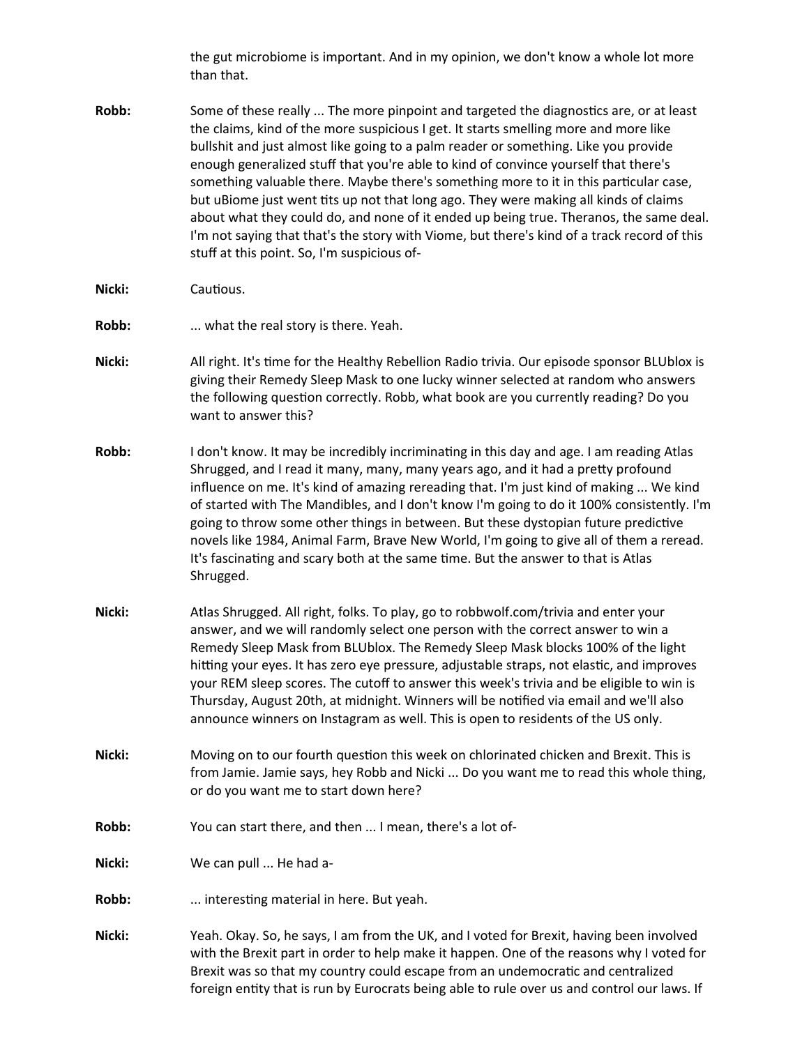the gut microbiome is important. And in my opinion, we don't know a whole lot more than that.

**Robb:** Some of these really ... The more pinpoint and targeted the diagnostics are, or at least the claims, kind of the more suspicious I get. It starts smelling more and more like bullshit and just almost like going to a palm reader or something. Like you provide enough generalized stuff that you're able to kind of convince yourself that there's something valuable there. Maybe there's something more to it in this particular case, but uBiome just went tits up not that long ago. They were making all kinds of claims about what they could do, and none of it ended up being true. Theranos, the same deal. I'm not saying that that's the story with Viome, but there's kind of a track record of this stuff at this point. So, I'm suspicious of-

**Nicki:** Cautious.

**Robb:** ... what the real story is there. Yeah.

**Nicki:** All right. It's time for the Healthy Rebellion Radio trivia. Our episode sponsor BLUblox is giving their Remedy Sleep Mask to one lucky winner selected at random who answers the following question correctly. Robb, what book are you currently reading? Do you want to answer this?

**Robb:** I don't know. It may be incredibly incriminating in this day and age. I am reading Atlas Shrugged, and I read it many, many, many years ago, and it had a pretty profound influence on me. It's kind of amazing rereading that. I'm just kind of making ... We kind of started with The Mandibles, and I don't know I'm going to do it 100% consistently. I'm going to throw some other things in between. But these dystopian future predictive novels like 1984, Animal Farm, Brave New World, I'm going to give all of them a reread. It's fascinating and scary both at the same time. But the answer to that is Atlas Shrugged.

**Nicki:** Atlas Shrugged. All right, folks. To play, go to robbwolf.com/trivia and enter your answer, and we will randomly select one person with the correct answer to win a Remedy Sleep Mask from BLUblox. The Remedy Sleep Mask blocks 100% of the light hitting your eyes. It has zero eye pressure, adjustable straps, not elastic, and improves your REM sleep scores. The cutoff to answer this week's trivia and be eligible to win is Thursday, August 20th, at midnight. Winners will be notified via email and we'll also announce winners on Instagram as well. This is open to residents of the US only.

**Nicki:** Moving on to our fourth question this week on chlorinated chicken and Brexit. This is from Jamie. Jamie says, hey Robb and Nicki ... Do you want me to read this whole thing, or do you want me to start down here?

**Robb:** You can start there, and then ... I mean, there's a lot of-

**Nicki:** We can pull ... He had a-

**Robb:** ... interesting material in here. But yeah.

**Nicki:** Yeah. Okay. So, he says, I am from the UK, and I voted for Brexit, having been involved with the Brexit part in order to help make it happen. One of the reasons why I voted for Brexit was so that my country could escape from an undemocratic and centralized foreign entity that is run by Eurocrats being able to rule over us and control our laws. If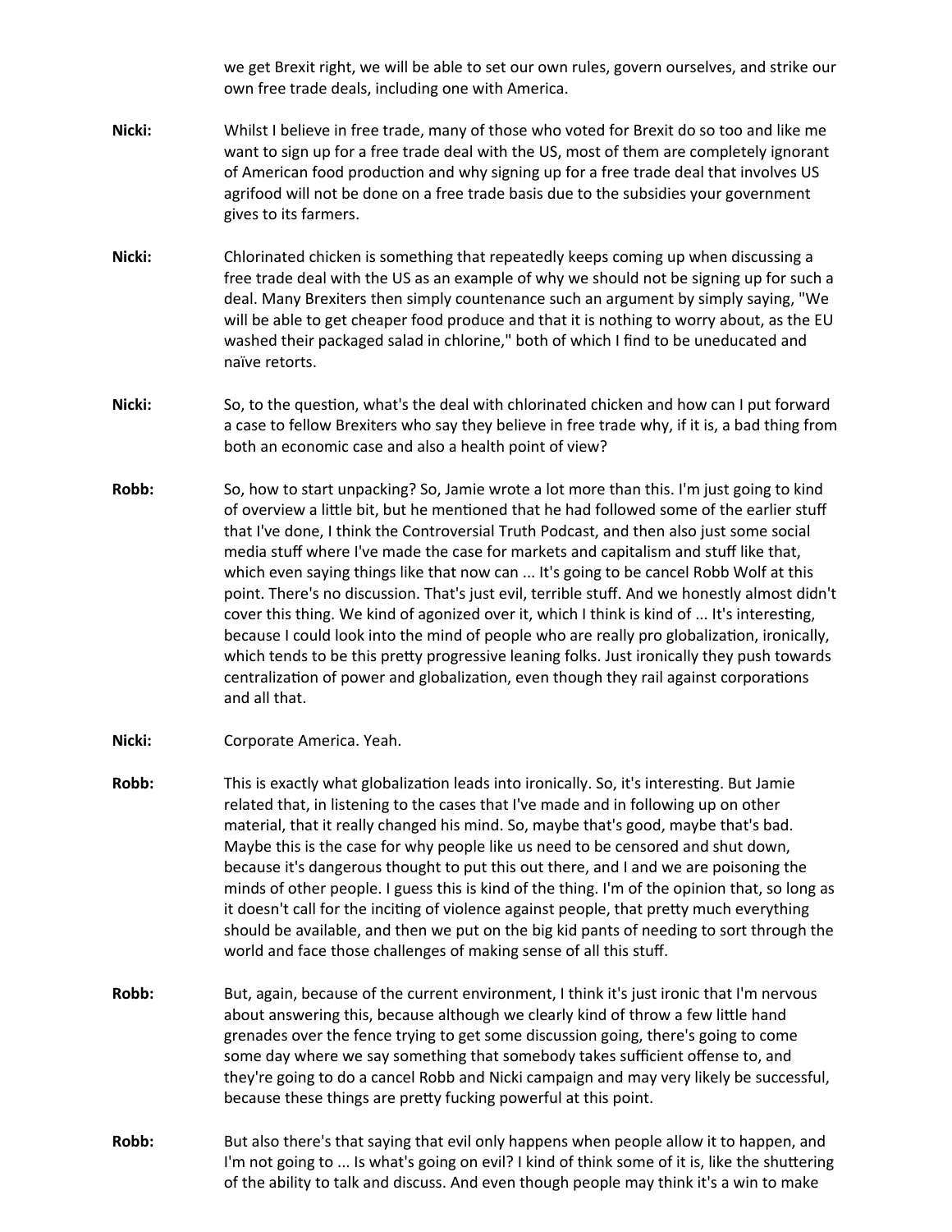we get Brexit right, we will be able to set our own rules, govern ourselves, and strike our own free trade deals, including one with America.

**Nicki:** Whilst I believe in free trade, many of those who voted for Brexit do so too and like me want to sign up for a free trade deal with the US, most of them are completely ignorant of American food production and why signing up for a free trade deal that involves US agrifood will not be done on a free trade basis due to the subsidies your government gives to its farmers.

**Nicki:** Chlorinated chicken is something that repeatedly keeps coming up when discussing a free trade deal with the US as an example of why we should not be signing up for such a deal. Many Brexiters then simply countenance such an argument by simply saying, "We will be able to get cheaper food produce and that it is nothing to worry about, as the EU washed their packaged salad in chlorine," both of which I find to be uneducated and naïve retorts.

**Nicki:** So, to the question, what's the deal with chlorinated chicken and how can I put forward a case to fellow Brexiters who say they believe in free trade why, if it is, a bad thing from both an economic case and also a health point of view?

**Robb:** So, how to start unpacking? So, Jamie wrote a lot more than this. I'm just going to kind of overview a little bit, but he mentioned that he had followed some of the earlier stuff that I've done, I think the Controversial Truth Podcast, and then also just some social media stuff where I've made the case for markets and capitalism and stuff like that, which even saying things like that now can ... It's going to be cancel Robb Wolf at this point. There's no discussion. That's just evil, terrible stuff. And we honestly almost didn't cover this thing. We kind of agonized over it, which I think is kind of ... It's interesting, because I could look into the mind of people who are really pro globalization, ironically, which tends to be this pretty progressive leaning folks. Just ironically they push towards centralization of power and globalization, even though they rail against corporations and all that.

**Nicki:** Corporate America. Yeah.

**Robb:** This is exactly what globalization leads into ironically. So, it's interesting. But Jamie related that, in listening to the cases that I've made and in following up on other material, that it really changed his mind. So, maybe that's good, maybe that's bad. Maybe this is the case for why people like us need to be censored and shut down, because it's dangerous thought to put this out there, and I and we are poisoning the minds of other people. I guess this is kind of the thing. I'm of the opinion that, so long as it doesn't call for the inciting of violence against people, that pretty much everything should be available, and then we put on the big kid pants of needing to sort through the world and face those challenges of making sense of all this stuff.

**Robb:** But, again, because of the current environment, I think it's just ironic that I'm nervous about answering this, because although we clearly kind of throw a few little hand grenades over the fence trying to get some discussion going, there's going to come some day where we say something that somebody takes sufficient offense to, and they're going to do a cancel Robb and Nicki campaign and may very likely be successful, because these things are pretty fucking powerful at this point.

**Robb:** But also there's that saying that evil only happens when people allow it to happen, and I'm not going to ... Is what's going on evil? I kind of think some of it is, like the shuttering of the ability to talk and discuss. And even though people may think it's a win to make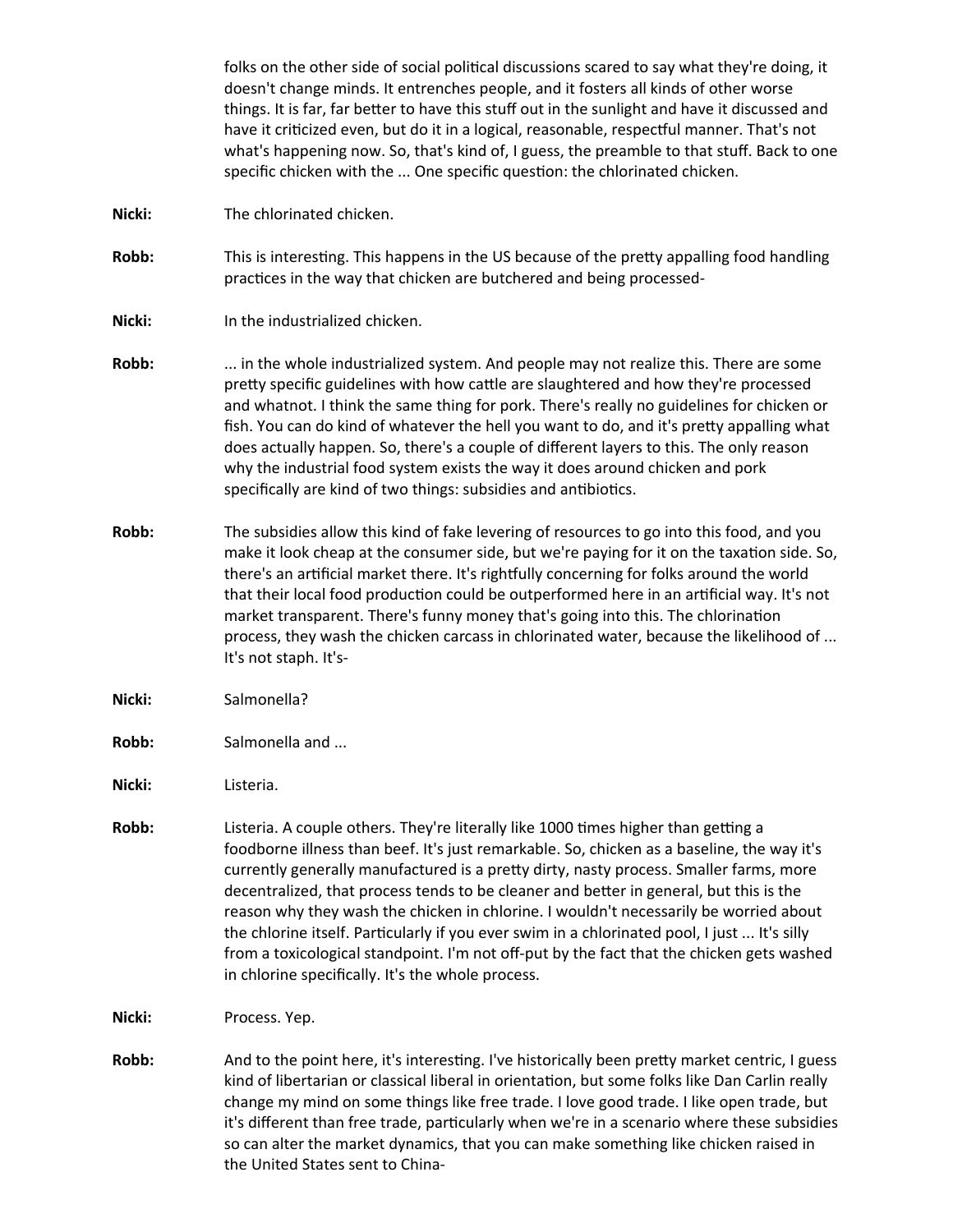folks on the other side of social political discussions scared to say what they're doing, it doesn't change minds. It entrenches people, and it fosters all kinds of other worse things. It is far, far better to have this stuff out in the sunlight and have it discussed and have it criticized even, but do it in a logical, reasonable, respectful manner. That's not what's happening now. So, that's kind of, I guess, the preamble to that stuff. Back to one specific chicken with the ... One specific question: the chlorinated chicken.

**Nicki:** The chlorinated chicken.

**Robb:** This is interesting. This happens in the US because of the pretty appalling food handling practices in the way that chicken are butchered and being processed-

**Nicki:** In the industrialized chicken.

**Robb:** ... in the whole industrialized system. And people may not realize this. There are some pretty specific guidelines with how cattle are slaughtered and how they're processed and whatnot. I think the same thing for pork. There's really no guidelines for chicken or fish. You can do kind of whatever the hell you want to do, and it's pretty appalling what does actually happen. So, there's a couple of different layers to this. The only reason why the industrial food system exists the way it does around chicken and pork specifically are kind of two things: subsidies and antibiotics.

**Robb:** The subsidies allow this kind of fake levering of resources to go into this food, and you make it look cheap at the consumer side, but we're paying for it on the taxation side. So, there's an artificial market there. It's rightfully concerning for folks around the world that their local food production could be outperformed here in an artificial way. It's not market transparent. There's funny money that's going into this. The chlorination process, they wash the chicken carcass in chlorinated water, because the likelihood of ... It's not staph. It's-

**Nicki:** Salmonella?

**Robb:** Salmonella and ...

**Nicki:** Listeria.

**Robb:** Listeria. A couple others. They're literally like 1000 times higher than getting a foodborne illness than beef. It's just remarkable. So, chicken as a baseline, the way it's currently generally manufactured is a pretty dirty, nasty process. Smaller farms, more decentralized, that process tends to be cleaner and better in general, but this is the reason why they wash the chicken in chlorine. I wouldn't necessarily be worried about the chlorine itself. Particularly if you ever swim in a chlorinated pool, I just ... It's silly from a toxicological standpoint. I'm not off-put by the fact that the chicken gets washed in chlorine specifically. It's the whole process.

**Nicki:** Process. Yep.

**Robb:** And to the point here, it's interesting. I've historically been pretty market centric, I guess kind of libertarian or classical liberal in orientation, but some folks like Dan Carlin really change my mind on some things like free trade. I love good trade. I like open trade, but it's different than free trade, particularly when we're in a scenario where these subsidies so can alter the market dynamics, that you can make something like chicken raised in the United States sent to China-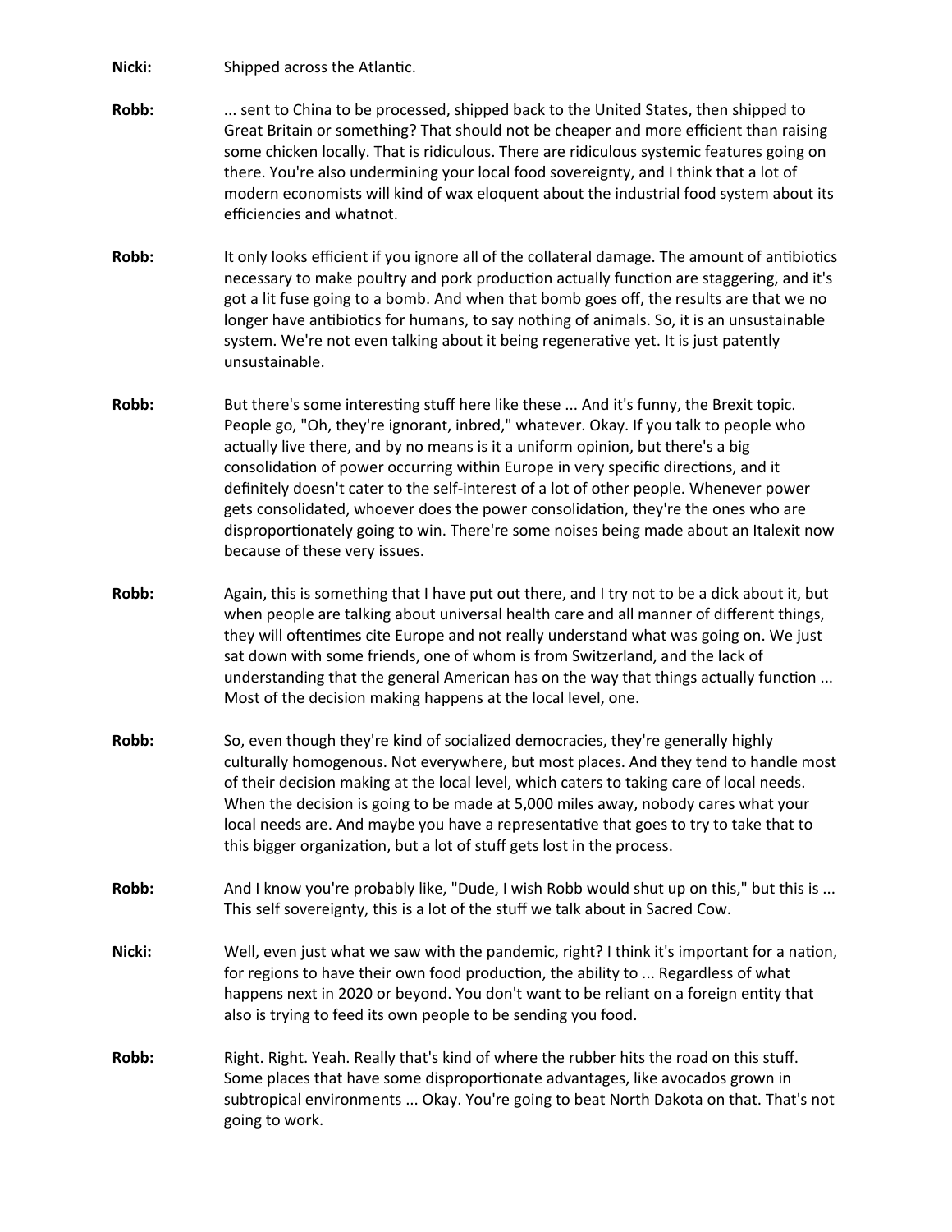**Nicki:** Shipped across the Atlantic.

**Robb:** ... sent to China to be processed, shipped back to the United States, then shipped to Great Britain or something? That should not be cheaper and more efficient than raising some chicken locally. That is ridiculous. There are ridiculous systemic features going on there. You're also undermining your local food sovereignty, and I think that a lot of modern economists will kind of wax eloquent about the industrial food system about its efficiencies and whatnot.

**Robb:** It only looks efficient if you ignore all of the collateral damage. The amount of antibiotics necessary to make poultry and pork production actually function are staggering, and it's got a lit fuse going to a bomb. And when that bomb goes off, the results are that we no longer have antibiotics for humans, to say nothing of animals. So, it is an unsustainable system. We're not even talking about it being regenerative yet. It is just patently unsustainable.

**Robb:** But there's some interesting stuff here like these ... And it's funny, the Brexit topic. People go, "Oh, they're ignorant, inbred," whatever. Okay. If you talk to people who actually live there, and by no means is it a uniform opinion, but there's a big consolidation of power occurring within Europe in very specific directions, and it definitely doesn't cater to the self-interest of a lot of other people. Whenever power gets consolidated, whoever does the power consolidation, they're the ones who are disproportionately going to win. There're some noises being made about an Italexit now because of these very issues.

**Robb:** Again, this is something that I have put out there, and I try not to be a dick about it, but when people are talking about universal health care and all manner of different things, they will oftentimes cite Europe and not really understand what was going on. We just sat down with some friends, one of whom is from Switzerland, and the lack of understanding that the general American has on the way that things actually function ... Most of the decision making happens at the local level, one.

**Robb:** So, even though they're kind of socialized democracies, they're generally highly culturally homogenous. Not everywhere, but most places. And they tend to handle most of their decision making at the local level, which caters to taking care of local needs. When the decision is going to be made at 5,000 miles away, nobody cares what your local needs are. And maybe you have a representative that goes to try to take that to this bigger organization, but a lot of stuff gets lost in the process.

**Robb:** And I know you're probably like, "Dude, I wish Robb would shut up on this," but this is ... This self sovereignty, this is a lot of the stuff we talk about in Sacred Cow.

**Nicki:** Well, even just what we saw with the pandemic, right? I think it's important for a nation, for regions to have their own food production, the ability to ... Regardless of what happens next in 2020 or beyond. You don't want to be reliant on a foreign entity that also is trying to feed its own people to be sending you food.

**Robb:** Right. Right. Yeah. Really that's kind of where the rubber hits the road on this stuff. Some places that have some disproportionate advantages, like avocados grown in subtropical environments ... Okay. You're going to beat North Dakota on that. That's not going to work.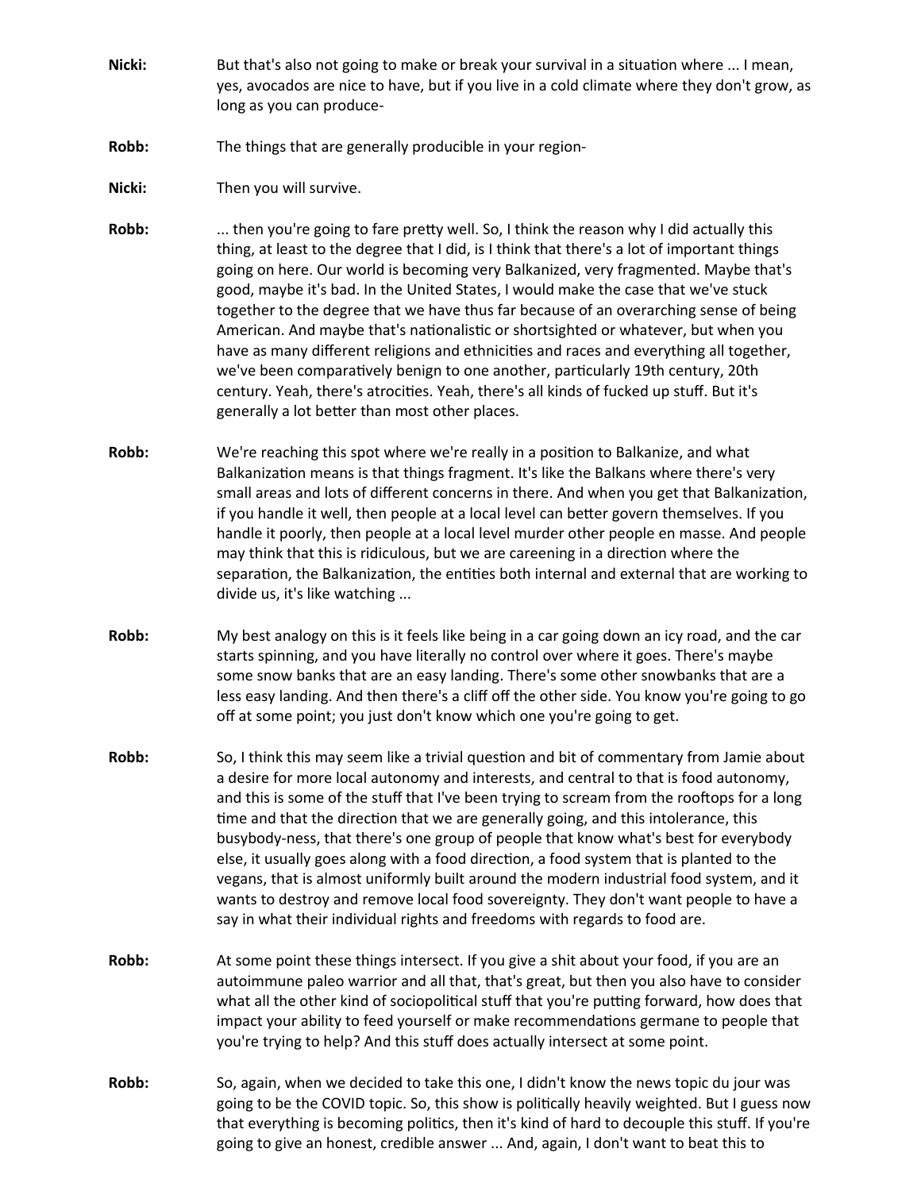**Nicki:** But that's also not going to make or break your survival in a situation where ... I mean, yes, avocados are nice to have, but if you live in a cold climate where they don't grow, as long as you can produce-

**Robb:** The things that are generally producible in your region-

**Nicki:** Then you will survive.

**Robb:** ... then you're going to fare pretty well. So, I think the reason why I did actually this thing, at least to the degree that I did, is I think that there's a lot of important things going on here. Our world is becoming very Balkanized, very fragmented. Maybe that's good, maybe it's bad. In the United States, I would make the case that we've stuck together to the degree that we have thus far because of an overarching sense of being American. And maybe that's nationalistic or shortsighted or whatever, but when you have as many different religions and ethnicities and races and everything all together, we've been comparatively benign to one another, particularly 19th century, 20th century. Yeah, there's atrocities. Yeah, there's all kinds of fucked up stuff. But it's generally a lot better than most other places.

**Robb:** We're reaching this spot where we're really in a position to Balkanize, and what Balkanization means is that things fragment. It's like the Balkans where there's very small areas and lots of different concerns in there. And when you get that Balkanization, if you handle it well, then people at a local level can better govern themselves. If you handle it poorly, then people at a local level murder other people en masse. And people may think that this is ridiculous, but we are careening in a direction where the separation, the Balkanization, the entities both internal and external that are working to divide us, it's like watching ...

**Robb:** My best analogy on this is it feels like being in a car going down an icy road, and the car starts spinning, and you have literally no control over where it goes. There's maybe some snow banks that are an easy landing. There's some other snowbanks that are a less easy landing. And then there's a cliff off the other side. You know you're going to go off at some point; you just don't know which one you're going to get.

**Robb:** So, I think this may seem like a trivial question and bit of commentary from Jamie about a desire for more local autonomy and interests, and central to that is food autonomy, and this is some of the stuff that I've been trying to scream from the rooftops for a long time and that the direction that we are generally going, and this intolerance, this busybody-ness, that there's one group of people that know what's best for everybody else, it usually goes along with a food direction, a food system that is planted to the vegans, that is almost uniformly built around the modern industrial food system, and it wants to destroy and remove local food sovereignty. They don't want people to have a say in what their individual rights and freedoms with regards to food are.

**Robb:** At some point these things intersect. If you give a shit about your food, if you are an autoimmune paleo warrior and all that, that's great, but then you also have to consider what all the other kind of sociopolitical stuff that you're putting forward, how does that impact your ability to feed yourself or make recommendations germane to people that you're trying to help? And this stuff does actually intersect at some point.

**Robb:** So, again, when we decided to take this one, I didn't know the news topic du jour was going to be the COVID topic. So, this show is politically heavily weighted. But I guess now that everything is becoming politics, then it's kind of hard to decouple this stuff. If you're going to give an honest, credible answer ... And, again, I don't want to beat this to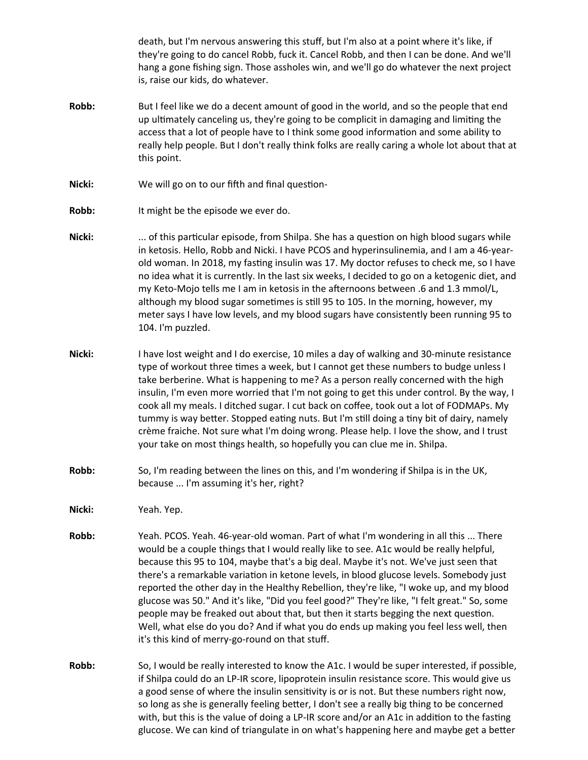death, but I'm nervous answering this stuff, but I'm also at a point where it's like, if they're going to do cancel Robb, fuck it. Cancel Robb, and then I can be done. And we'll hang a gone fishing sign. Those assholes win, and we'll go do whatever the next project is, raise our kids, do whatever.

**Robb:** But I feel like we do a decent amount of good in the world, and so the people that end up ultimately canceling us, they're going to be complicit in damaging and limiting the access that a lot of people have to I think some good information and some ability to really help people. But I don't really think folks are really caring a whole lot about that at this point.

**Nicki:** We will go on to our fifth and final question-

**Robb:** It might be the episode we ever do.

**Nicki:** ... of this particular episode, from Shilpa. She has a question on high blood sugars while in ketosis. Hello, Robb and Nicki. I have PCOS and hyperinsulinemia, and I am a 46-year-old woman. In 2018, my fasting insulin was 17. My doctor refuses to check me, so I have no idea what it is currently. In the last six weeks, I decided to go on a ketogenic diet, and my Keto-Mojo tells me I am in ketosis in the afternoons between .6 and 1.3 mmol/L, although my blood sugar sometimes is still 95 to 105. In the morning, however, my meter says I have low levels, and my blood sugars have consistently been running 95 to 104. I'm puzzled.

**Nicki:** I have lost weight and I do exercise, 10 miles a day of walking and 30-minute resistance type of workout three times a week, but I cannot get these numbers to budge unless I take berberine. What is happening to me? As a person really concerned with the high insulin, I'm even more worried that I'm not going to get this under control. By the way, I cook all my meals. I ditched sugar. I cut back on coffee, took out a lot of FODMAPs. My tummy is way better. Stopped eating nuts. But I'm still doing a tiny bit of dairy, namely crème fraiche. Not sure what I'm doing wrong. Please help. I love the show, and I trust your take on most things health, so hopefully you can clue me in. Shilpa.

**Robb:** So, I'm reading between the lines on this, and I'm wondering if Shilpa is in the UK, because ... I'm assuming it's her, right?

**Nicki:** Yeah. Yep.

**Robb:** Yeah. PCOS. Yeah. 46-year-old woman. Part of what I'm wondering in all this ... There would be a couple things that I would really like to see. A1c would be really helpful, because this 95 to 104, maybe that's a big deal. Maybe it's not. We've just seen that there's a remarkable variation in ketone levels, in blood glucose levels. Somebody just reported the other day in the Healthy Rebellion, they're like, "I woke up, and my blood glucose was 50." And it's like, "Did you feel good?" They're like, "I felt great." So, some people may be freaked out about that, but then it starts begging the next question. Well, what else do you do? And if what you do ends up making you feel less well, then it's this kind of merry-go-round on that stuff.

**Robb:** So, I would be really interested to know the A1c. I would be super interested, if possible, if Shilpa could do an LP-IR score, lipoprotein insulin resistance score. This would give us a good sense of where the insulin sensitivity is or is not. But these numbers right now, so long as she is generally feeling better, I don't see a really big thing to be concerned with, but this is the value of doing a LP-IR score and/or an A1c in addition to the fasting glucose. We can kind of triangulate in on what's happening here and maybe get a better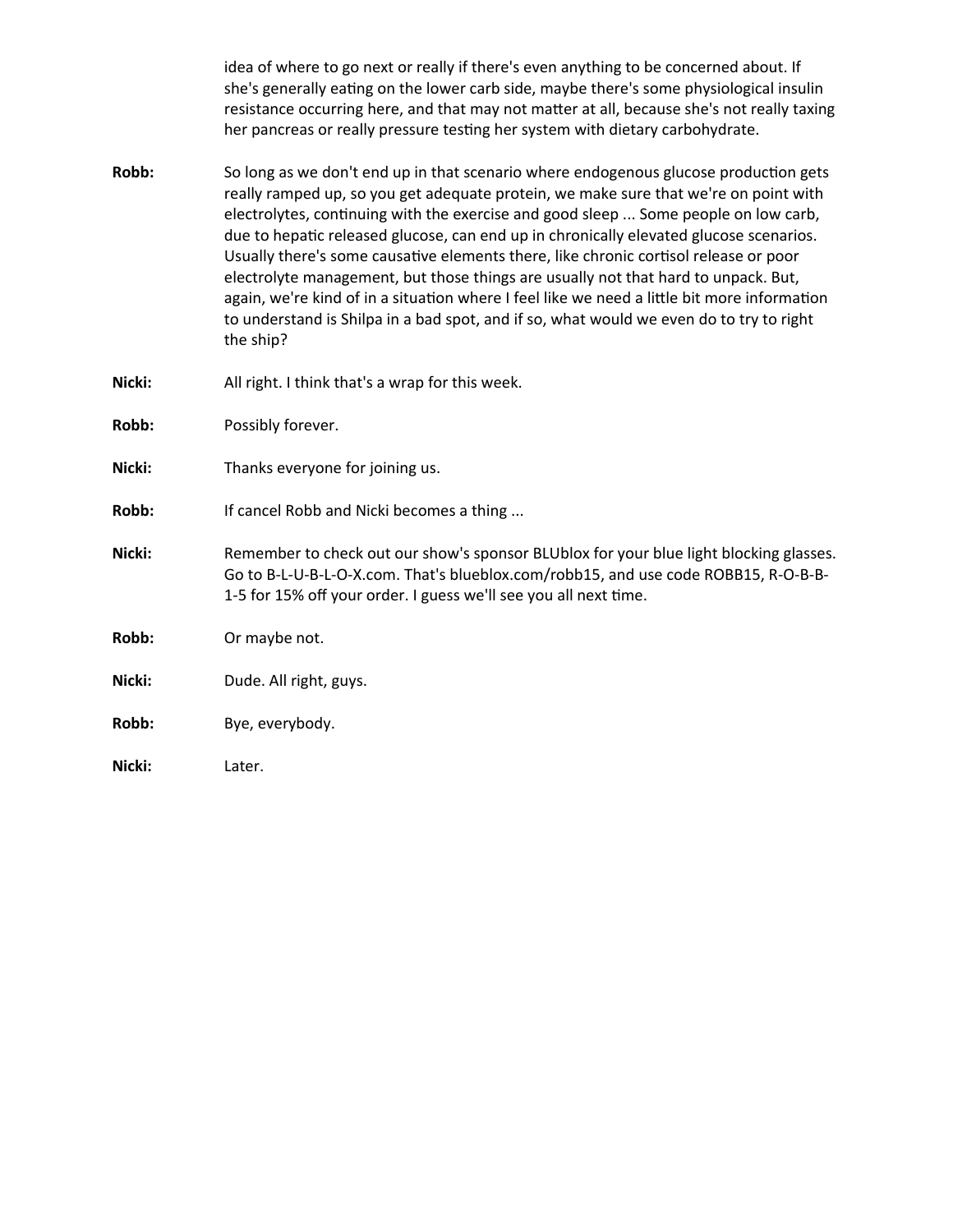idea of where to go next or really if there's even anything to be concerned about. If she's generally eating on the lower carb side, maybe there's some physiological insulin resistance occurring here, and that may not matter at all, because she's not really taxing her pancreas or really pressure testing her system with dietary carbohydrate.

**Robb:** So long as we don't end up in that scenario where endogenous glucose production gets really ramped up, so you get adequate protein, we make sure that we're on point with electrolytes, continuing with the exercise and good sleep ... Some people on low carb, due to hepatic released glucose, can end up in chronically elevated glucose scenarios. Usually there's some causative elements there, like chronic cortisol release or poor electrolyte management, but those things are usually not that hard to unpack. But, again, we're kind of in a situation where I feel like we need a little bit more information to understand is Shilpa in a bad spot, and if so, what would we even do to try to right the ship?

**Nicki:** All right. I think that's a wrap for this week.

**Robb:** Possibly forever.

**Nicki:** Thanks everyone for joining us.

**Robb:** If cancel Robb and Nicki becomes a thing ...

**Nicki:** Remember to check out our show's sponsor BLUblox for your blue light blocking glasses. Go to B-L-U-B-L-O-X.com. That's blueblox.com/robb15, and use code ROBB15, R-O-B-B-1-5 for 15% off your order. I guess we'll see you all next time.

**Robb:** Or maybe not.

**Nicki:** Dude. All right, guys.

**Robb:** Bye, everybody.

**Nicki:** Later.